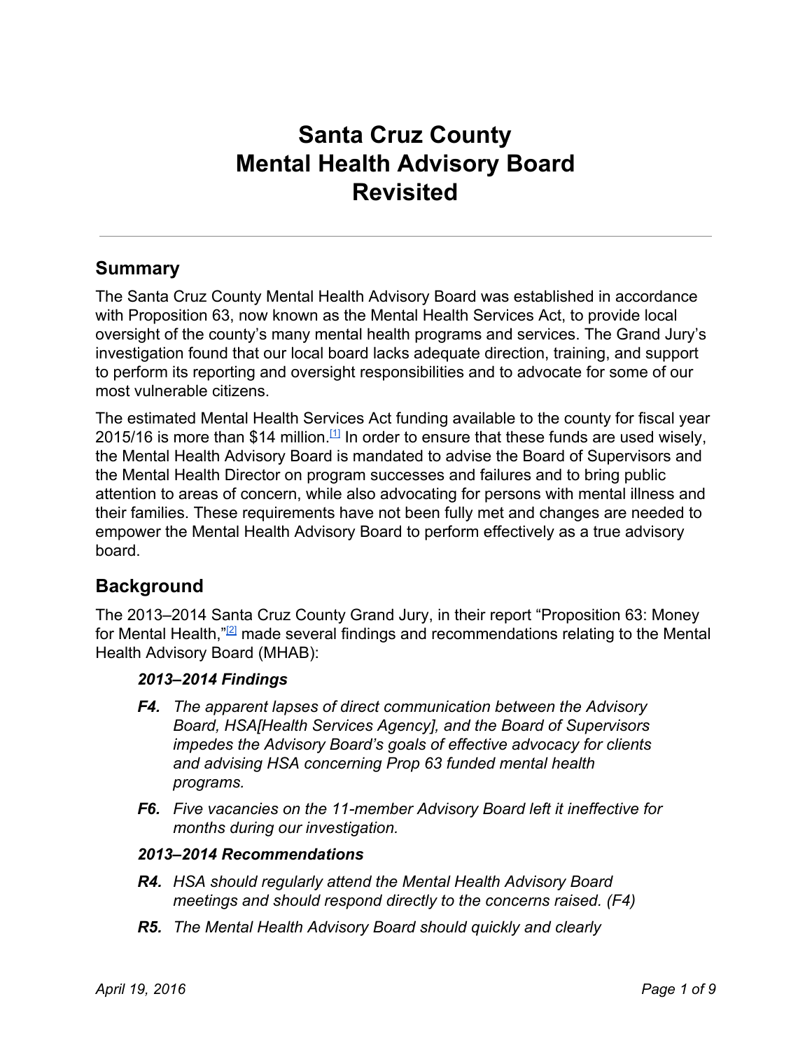# Santa Cruz County Mental Health Advisory Board Revisited

## Summary

The Santa Cruz County Mental Health Advisory Board was established in accordance with Proposition 63, now known as the Mental Health Services Act, to provide local oversight of the county's many mental health programs and services. The Grand Jury's investigation found that our local board lacks adequate direction, training, and support to perform its reporting and oversight responsibilities and to advocate for some of our most vulnerable citizens.

The estimated Mental Health Services Act funding available to the county for fiscal year 2015/16 is more than $14 million.[1] In order to ensure that these funds are used wisely, the Mental Health Advisory Board is mandated to advise the Board of Supervisors and the Mental Health Director on program successes and failures and to bring public attention to areas of concern, while also advocating for persons with mental illness and their families. These requirements have not been fully met and changes are needed to empower the Mental Health Advisory Board to perform effectively as a true advisory board.

## Background

The 2013–2014 Santa Cruz County Grand Jury, in their report "Proposition 63: Money for Mental Health,"[2] made several findings and recommendations relating to the Mental Health Advisory Board (MHAB):

***2013–2014 Findings***

***F4.*** *The apparent lapses of direct communication between the Advisory Board, HSA[Health Services Agency], and the Board of Supervisors impedes the Advisory Board's goals of effective advocacy for clients and advising HSA concerning Prop 63 funded mental health programs.*

***F6.*** *Five vacancies on the 11-member Advisory Board left it ineffective for months during our investigation.*

***2013–2014 Recommendations***

***R4.*** *HSA should regularly attend the Mental Health Advisory Board meetings and should respond directly to the concerns raised. (F4)*

***R5.*** *The Mental Health Advisory Board should quickly and clearly*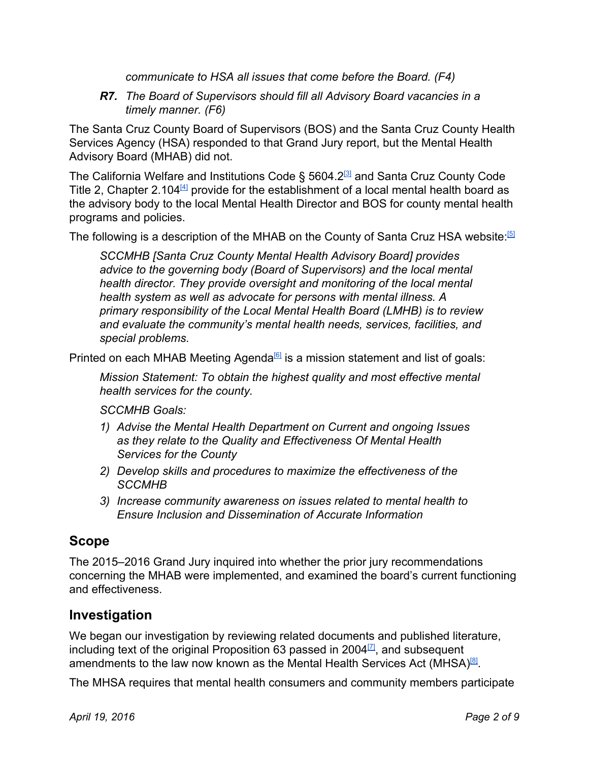*communicate to HSA all issues that come before the Board. (F4)*

***R7.*** *The Board of Supervisors should fill all Advisory Board vacancies in a timely manner. (F6)*

The Santa Cruz County Board of Supervisors (BOS) and the Santa Cruz County Health Services Agency (HSA) responded to that Grand Jury report, but the Mental Health Advisory Board (MHAB) did not.

The California Welfare and Institutions Code § 5604.2[3] and Santa Cruz County Code Title 2, Chapter 2.104[4] provide for the establishment of a local mental health board as the advisory body to the local Mental Health Director and BOS for county mental health programs and policies.

The following is a description of the MHAB on the County of Santa Cruz HSA website:[5]

> *SCCMHB [Santa Cruz County Mental Health Advisory Board] provides advice to the governing body (Board of Supervisors) and the local mental health director. They provide oversight and monitoring of the local mental health system as well as advocate for persons with mental illness. A primary responsibility of the Local Mental Health Board (LMHB) is to review and evaluate the community's mental health needs, services, facilities, and special problems.*

Printed on each MHAB Meeting Agenda[6] is a mission statement and list of goals:

> *Mission Statement: To obtain the highest quality and most effective mental health services for the county.*
>
> *SCCMHB Goals:*
>
> 1) *Advise the Mental Health Department on Current and ongoing Issues as they relate to the Quality and Effectiveness Of Mental Health Services for the County*
> 2) *Develop skills and procedures to maximize the effectiveness of the SCCMHB*
> 3) *Increase community awareness on issues related to mental health to Ensure Inclusion and Dissemination of Accurate Information*

## Scope

The 2015–2016 Grand Jury inquired into whether the prior jury recommendations concerning the MHAB were implemented, and examined the board's current functioning and effectiveness.

## Investigation

We began our investigation by reviewing related documents and published literature, including text of the original Proposition 63 passed in 2004[7], and subsequent amendments to the law now known as the Mental Health Services Act (MHSA)[8].

The MHSA requires that mental health consumers and community members participate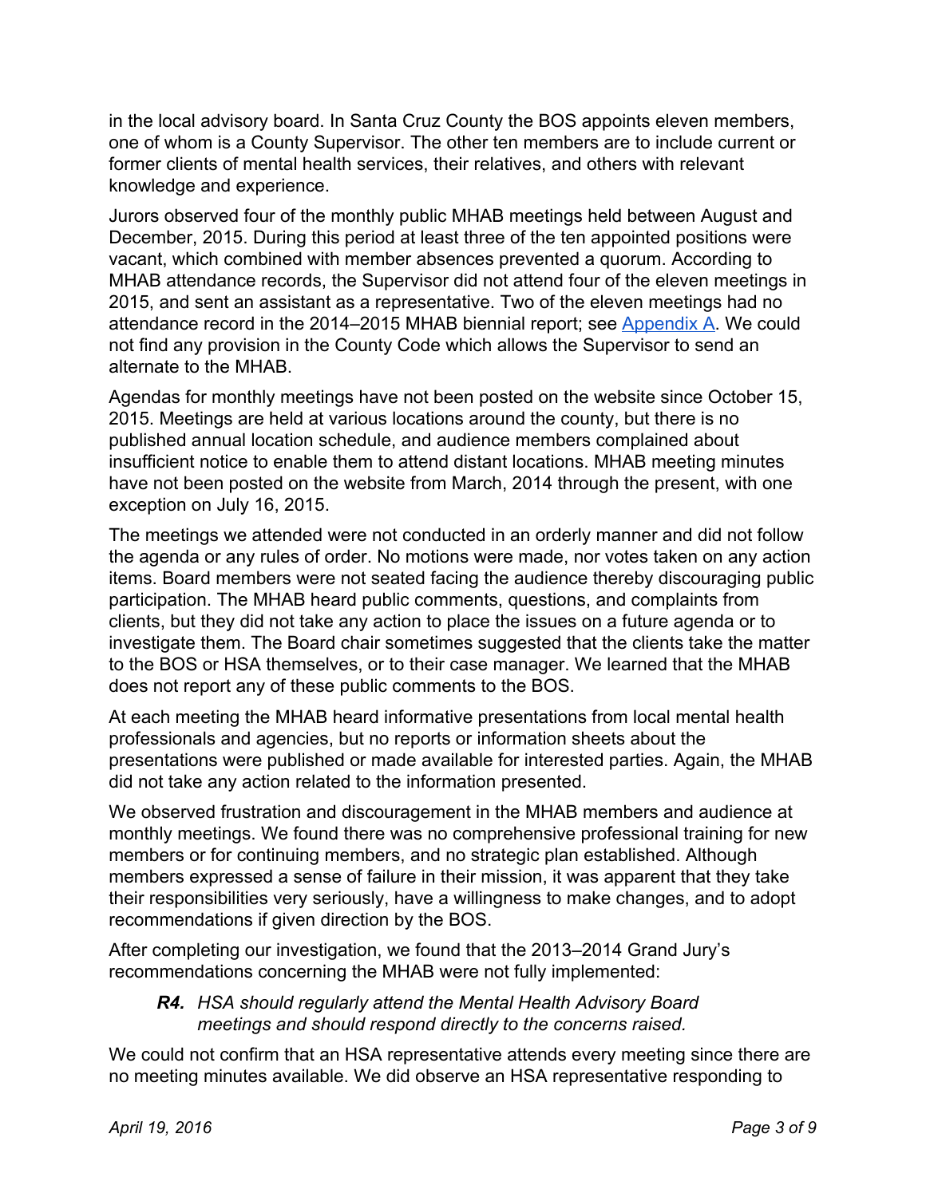in the local advisory board. In Santa Cruz County the BOS appoints eleven members, one of whom is a County Supervisor. The other ten members are to include current or former clients of mental health services, their relatives, and others with relevant knowledge and experience.

Jurors observed four of the monthly public MHAB meetings held between August and December, 2015. During this period at least three of the ten appointed positions were vacant, which combined with member absences prevented a quorum. According to MHAB attendance records, the Supervisor did not attend four of the eleven meetings in 2015, and sent an assistant as a representative. Two of the eleven meetings had no attendance record in the 2014–2015 MHAB biennial report; see Appendix A. We could not find any provision in the County Code which allows the Supervisor to send an alternate to the MHAB.

Agendas for monthly meetings have not been posted on the website since October 15, 2015. Meetings are held at various locations around the county, but there is no published annual location schedule, and audience members complained about insufficient notice to enable them to attend distant locations. MHAB meeting minutes have not been posted on the website from March, 2014 through the present, with one exception on July 16, 2015.

The meetings we attended were not conducted in an orderly manner and did not follow the agenda or any rules of order. No motions were made, nor votes taken on any action items. Board members were not seated facing the audience thereby discouraging public participation. The MHAB heard public comments, questions, and complaints from clients, but they did not take any action to place the issues on a future agenda or to investigate them. The Board chair sometimes suggested that the clients take the matter to the BOS or HSA themselves, or to their case manager. We learned that the MHAB does not report any of these public comments to the BOS.

At each meeting the MHAB heard informative presentations from local mental health professionals and agencies, but no reports or information sheets about the presentations were published or made available for interested parties. Again, the MHAB did not take any action related to the information presented.

We observed frustration and discouragement in the MHAB members and audience at monthly meetings. We found there was no comprehensive professional training for new members or for continuing members, and no strategic plan established. Although members expressed a sense of failure in their mission, it was apparent that they take their responsibilities very seriously, have a willingness to make changes, and to adopt recommendations if given direction by the BOS.

After completing our investigation, we found that the 2013–2014 Grand Jury's recommendations concerning the MHAB were not fully implemented:

> ***R4.*** *HSA should regularly attend the Mental Health Advisory Board meetings and should respond directly to the concerns raised.*

We could not confirm that an HSA representative attends every meeting since there are no meeting minutes available. We did observe an HSA representative responding to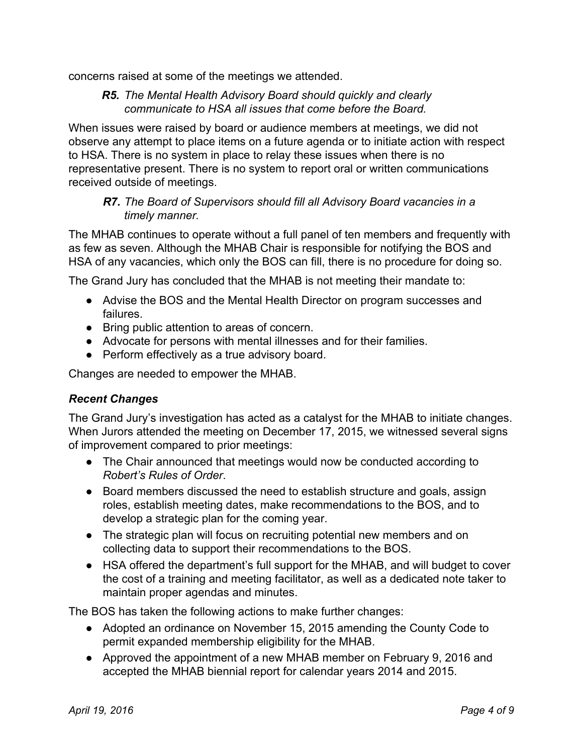concerns raised at some of the meetings we attended.

> ***R5.*** *The Mental Health Advisory Board should quickly and clearly communicate to HSA all issues that come before the Board.*

When issues were raised by board or audience members at meetings, we did not observe any attempt to place items on a future agenda or to initiate action with respect to HSA. There is no system in place to relay these issues when there is no representative present. There is no system to report oral or written communications received outside of meetings.

> ***R7.*** *The Board of Supervisors should fill all Advisory Board vacancies in a timely manner.*

The MHAB continues to operate without a full panel of ten members and frequently with as few as seven. Although the MHAB Chair is responsible for notifying the BOS and HSA of any vacancies, which only the BOS can fill, there is no procedure for doing so.

The Grand Jury has concluded that the MHAB is not meeting their mandate to:

- Advise the BOS and the Mental Health Director on program successes and failures.
- Bring public attention to areas of concern.
- Advocate for persons with mental illnesses and for their families.
- Perform effectively as a true advisory board.

Changes are needed to empower the MHAB.

### *Recent Changes*

The Grand Jury's investigation has acted as a catalyst for the MHAB to initiate changes. When Jurors attended the meeting on December 17, 2015, we witnessed several signs of improvement compared to prior meetings:

- The Chair announced that meetings would now be conducted according to *Robert's Rules of Order*.
- Board members discussed the need to establish structure and goals, assign roles, establish meeting dates, make recommendations to the BOS, and to develop a strategic plan for the coming year.
- The strategic plan will focus on recruiting potential new members and on collecting data to support their recommendations to the BOS.
- HSA offered the department's full support for the MHAB, and will budget to cover the cost of a training and meeting facilitator, as well as a dedicated note taker to maintain proper agendas and minutes.

The BOS has taken the following actions to make further changes:

- Adopted an ordinance on November 15, 2015 amending the County Code to permit expanded membership eligibility for the MHAB.
- Approved the appointment of a new MHAB member on February 9, 2016 and accepted the MHAB biennial report for calendar years 2014 and 2015.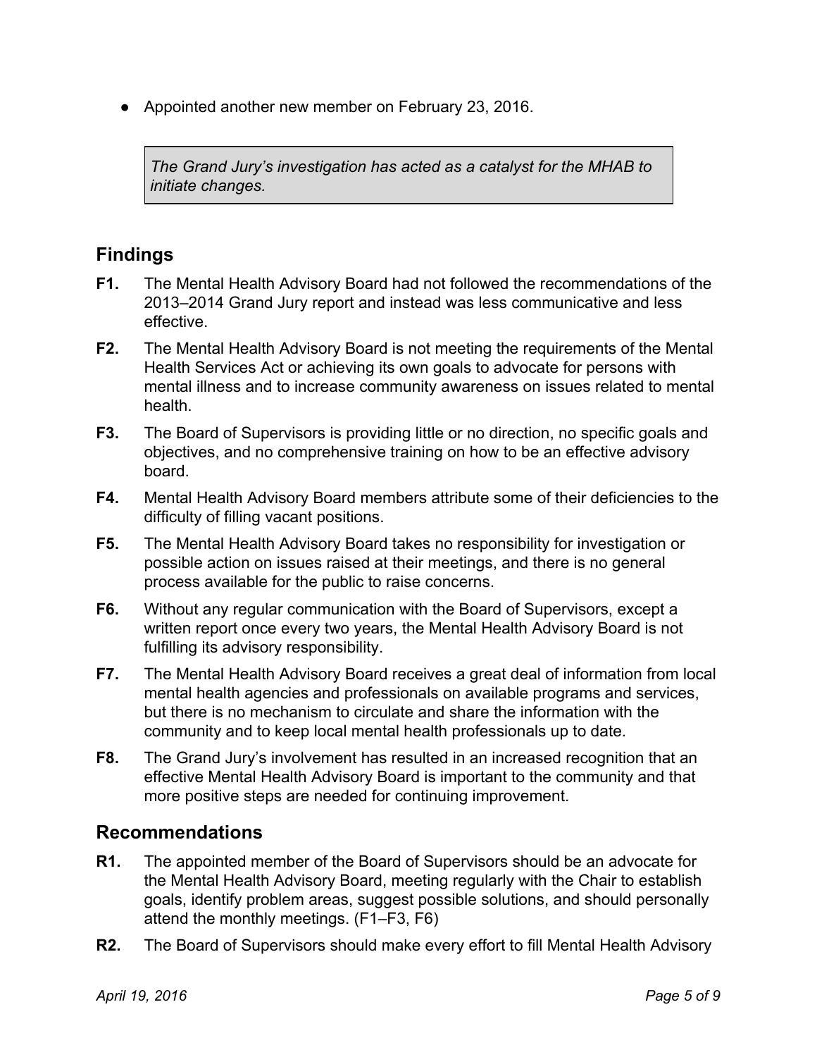- Appointed another new member on February 23, 2016.

> *The Grand Jury's investigation has acted as a catalyst for the MHAB to initiate changes.*

## Findings

**F1.** The Mental Health Advisory Board had not followed the recommendations of the 2013–2014 Grand Jury report and instead was less communicative and less effective.

**F2.** The Mental Health Advisory Board is not meeting the requirements of the Mental Health Services Act or achieving its own goals to advocate for persons with mental illness and to increase community awareness on issues related to mental health.

**F3.** The Board of Supervisors is providing little or no direction, no specific goals and objectives, and no comprehensive training on how to be an effective advisory board.

**F4.** Mental Health Advisory Board members attribute some of their deficiencies to the difficulty of filling vacant positions.

**F5.** The Mental Health Advisory Board takes no responsibility for investigation or possible action on issues raised at their meetings, and there is no general process available for the public to raise concerns.

**F6.** Without any regular communication with the Board of Supervisors, except a written report once every two years, the Mental Health Advisory Board is not fulfilling its advisory responsibility.

**F7.** The Mental Health Advisory Board receives a great deal of information from local mental health agencies and professionals on available programs and services, but there is no mechanism to circulate and share the information with the community and to keep local mental health professionals up to date.

**F8.** The Grand Jury's involvement has resulted in an increased recognition that an effective Mental Health Advisory Board is important to the community and that more positive steps are needed for continuing improvement.

## Recommendations

**R1.** The appointed member of the Board of Supervisors should be an advocate for the Mental Health Advisory Board, meeting regularly with the Chair to establish goals, identify problem areas, suggest possible solutions, and should personally attend the monthly meetings. (F1–F3, F6)

**R2.** The Board of Supervisors should make every effort to fill Mental Health Advisory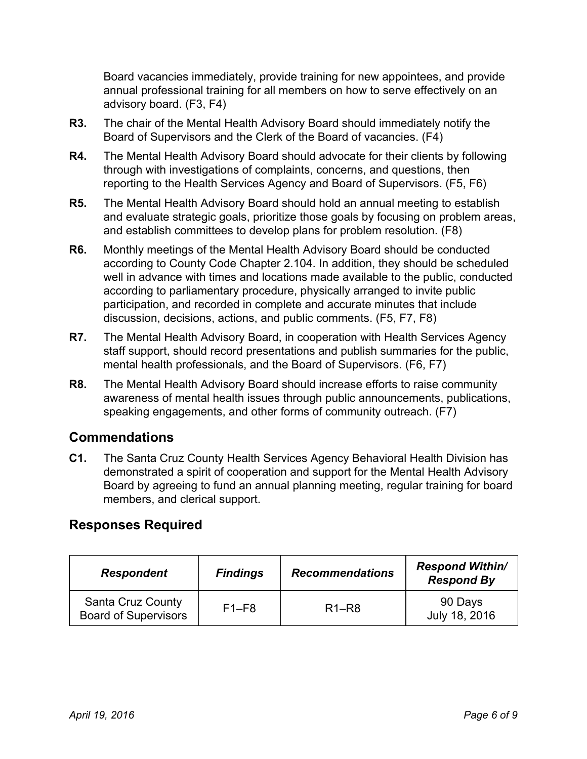Board vacancies immediately, provide training for new appointees, and provide annual professional training for all members on how to serve effectively on an advisory board. (F3, F4)

**R3.** The chair of the Mental Health Advisory Board should immediately notify the Board of Supervisors and the Clerk of the Board of vacancies. (F4)

**R4.** The Mental Health Advisory Board should advocate for their clients by following through with investigations of complaints, concerns, and questions, then reporting to the Health Services Agency and Board of Supervisors. (F5, F6)

**R5.** The Mental Health Advisory Board should hold an annual meeting to establish and evaluate strategic goals, prioritize those goals by focusing on problem areas, and establish committees to develop plans for problem resolution. (F8)

**R6.** Monthly meetings of the Mental Health Advisory Board should be conducted according to County Code Chapter 2.104. In addition, they should be scheduled well in advance with times and locations made available to the public, conducted according to parliamentary procedure, physically arranged to invite public participation, and recorded in complete and accurate minutes that include discussion, decisions, actions, and public comments. (F5, F7, F8)

**R7.** The Mental Health Advisory Board, in cooperation with Health Services Agency staff support, should record presentations and publish summaries for the public, mental health professionals, and the Board of Supervisors. (F6, F7)

**R8.** The Mental Health Advisory Board should increase efforts to raise community awareness of mental health issues through public announcements, publications, speaking engagements, and other forms of community outreach. (F7)

## Commendations

**C1.** The Santa Cruz County Health Services Agency Behavioral Health Division has demonstrated a spirit of cooperation and support for the Mental Health Advisory Board by agreeing to fund an annual planning meeting, regular training for board members, and clerical support.

## Responses Required

| *Respondent* | *Findings* | *Recommendations* | *Respond Within/ Respond By* |
|---|---|---|---|
| Santa Cruz County Board of Supervisors | F1–F8 | R1–R8 | 90 Days July 18, 2016 |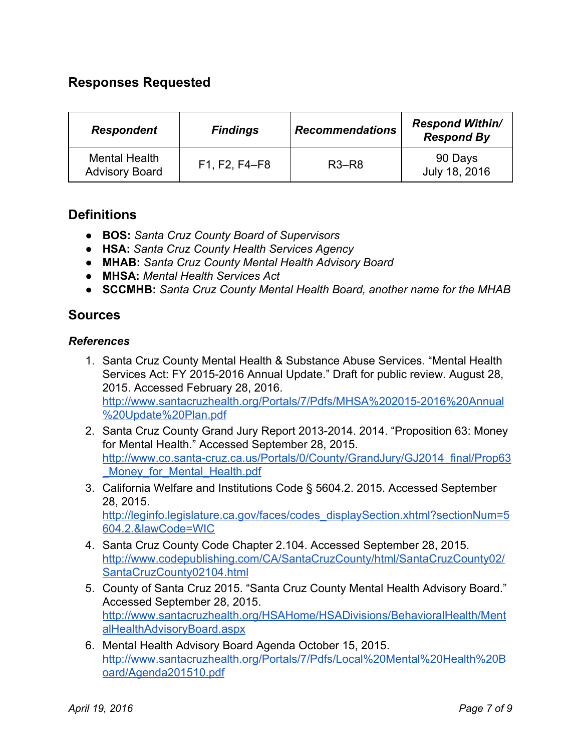## Responses Requested

| ***Respondent*** | ***Findings*** | ***Recommendations*** | ***Respond Within/ Respond By*** |
|---|---|---|---|
| Mental Health Advisory Board | F1, F2, F4–F8 | R3–R8 | 90 Days July 18, 2016 |

## Definitions

- **BOS:** *Santa Cruz County Board of Supervisors*
- **HSA:** *Santa Cruz County Health Services Agency*
- **MHAB:** *Santa Cruz County Mental Health Advisory Board*
- **MHSA:** *Mental Health Services Act*
- **SCCMHB:** *Santa Cruz County Mental Health Board, another name for the MHAB*

## Sources

### *References*

1. Santa Cruz County Mental Health & Substance Abuse Services. "Mental Health Services Act: FY 2015-2016 Annual Update." Draft for public review. August 28, 2015. Accessed February 28, 2016. http://www.santacruzhealth.org/Portals/7/Pdfs/MHSA%202015-2016%20Annual%20Update%20Plan.pdf
2. Santa Cruz County Grand Jury Report 2013-2014. 2014. "Proposition 63: Money for Mental Health." Accessed September 28, 2015. http://www.co.santa-cruz.ca.us/Portals/0/County/GrandJury/GJ2014_final/Prop63_Money_for_Mental_Health.pdf
3. California Welfare and Institutions Code § 5604.2. 2015. Accessed September 28, 2015. http://leginfo.legislature.ca.gov/faces/codes_displaySection.xhtml?sectionNum=5604.2.&lawCode=WIC
4. Santa Cruz County Code Chapter 2.104. Accessed September 28, 2015. http://www.codepublishing.com/CA/SantaCruzCounty/html/SantaCruzCounty02/SantaCruzCounty02104.html
5. County of Santa Cruz 2015. "Santa Cruz County Mental Health Advisory Board." Accessed September 28, 2015. http://www.santacruzhealth.org/HSAHome/HSADivisions/BehavioralHealth/MentalHealthAdvisoryBoard.aspx
6. Mental Health Advisory Board Agenda October 15, 2015. http://www.santacruzhealth.org/Portals/7/Pdfs/Local%20Mental%20Health%20Board/Agenda201510.pdf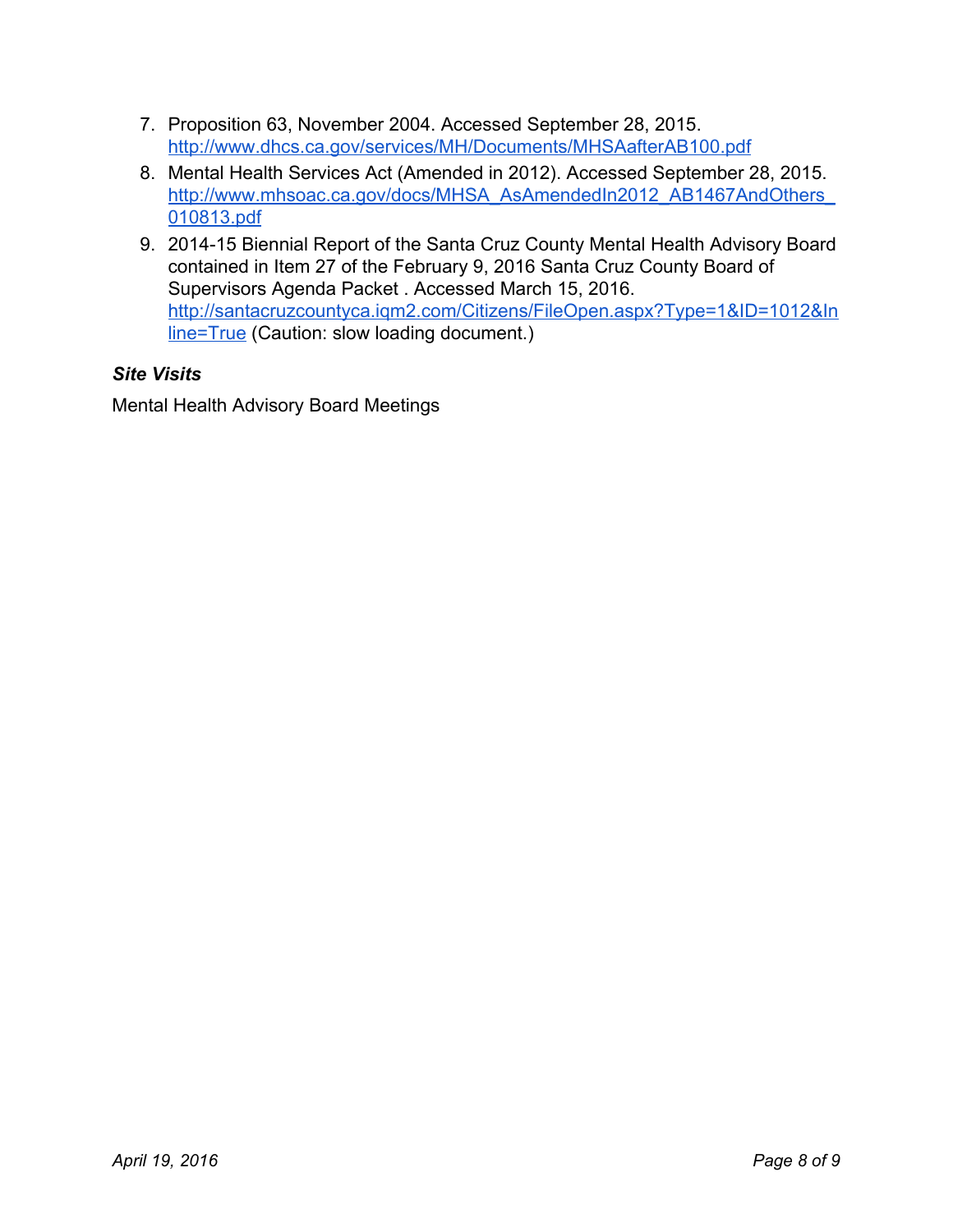7. Proposition 63, November 2004. Accessed September 28, 2015. http://www.dhcs.ca.gov/services/MH/Documents/MHSAafterAB100.pdf
8. Mental Health Services Act (Amended in 2012). Accessed September 28, 2015. http://www.mhsoac.ca.gov/docs/MHSA_AsAmendedIn2012_AB1467AndOthers_010813.pdf
9. 2014-15 Biennial Report of the Santa Cruz County Mental Health Advisory Board contained in Item 27 of the February 9, 2016 Santa Cruz County Board of Supervisors Agenda Packet . Accessed March 15, 2016. http://santacruzcountyca.iqm2.com/Citizens/FileOpen.aspx?Type=1&ID=1012&Inline=True (Caution: slow loading document.)

### *Site Visits*

Mental Health Advisory Board Meetings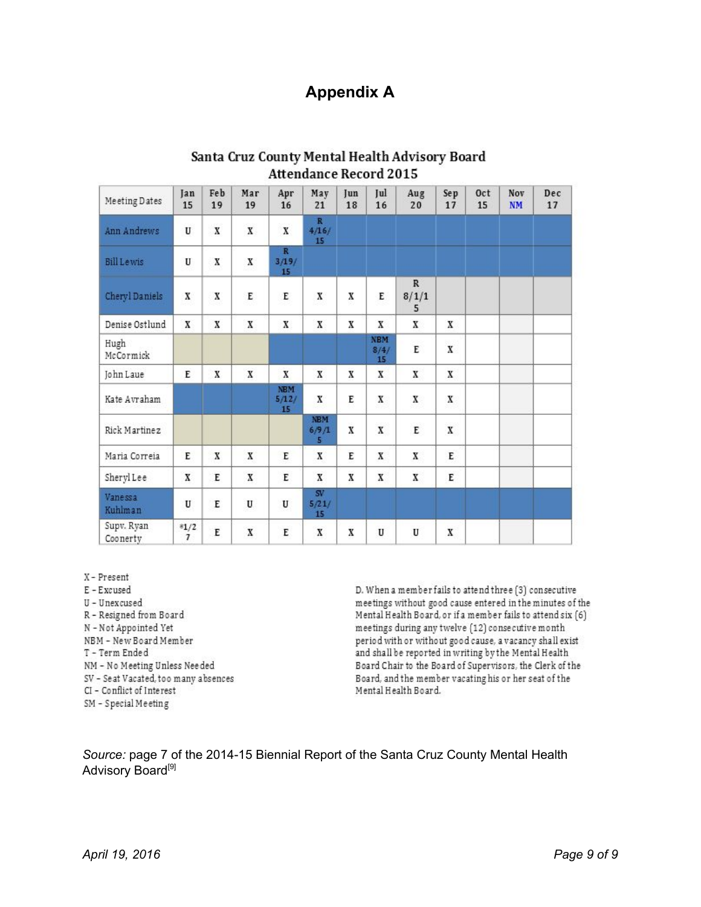# Appendix A

## Santa Cruz County Mental Health Advisory Board Attendance Record 2015

| Meeting Dates | Jan 15 | Feb 19 | Mar 19 | Apr 16 | May 21 | Jun 18 | Jul 16 | Aug 20 | Sep 17 | Oct 15 | Nov NM | Dec 17 |
|---|---|---|---|---|---|---|---|---|---|---|---|---|
| Ann Andrews | U | X | X | X | R 4/16/15 | | | | | | | |
| Bill Lewis | U | X | X | R 3/19/15 | | | | | | | | |
| Cheryl Daniels | X | X | E | E | X | X | E | R 8/1/15 | | | | |
| Denise Ostlund | X | X | X | X | X | X | X | X | X | | | |
| Hugh McCormick | | | | | | | NBM 8/4/15 | E | X | | | |
| John Laue | E | X | X | X | X | X | X | X | X | | | |
| Kate Avraham | | | | NBM 5/12/15 | X | E | X | X | X | | | |
| Rick Martinez | | | | | NBM 6/9/15 | X | X | E | X | | | |
| Maria Correia | E | X | X | E | X | E | X | X | E | | | |
| Sheryl Lee | X | E | X | E | X | X | X | X | E | | | |
| Vanessa Kuhlman | U | E | U | U | SV 5/21/15 | | | | | | | |
| Supv. Ryan Coonerty | *1/27 | E | X | E | X | X | U | U | X | | | |

X – Present
E – Excused
U – Unexcused
R – Resigned from Board
N – Not Appointed Yet
NBM – New Board Member
T – Term Ended
NM – No Meeting Unless Needed
SV – Seat Vacated, too many absences
CI – Conflict of Interest
SM – Special Meeting

D. When a member fails to attend three (3) consecutive meetings without good cause entered in the minutes of the Mental Health Board, or if a member fails to attend six (6) meetings during any twelve (12) consecutive month period with or without good cause, a vacancy shall exist and shall be reported in writing by the Mental Health Board Chair to the Board of Supervisors, the Clerk of the Board, and the member vacating his or her seat of the Mental Health Board.

*Source:* page 7 of the 2014-15 Biennial Report of the Santa Cruz County Mental Health Advisory Board[9]